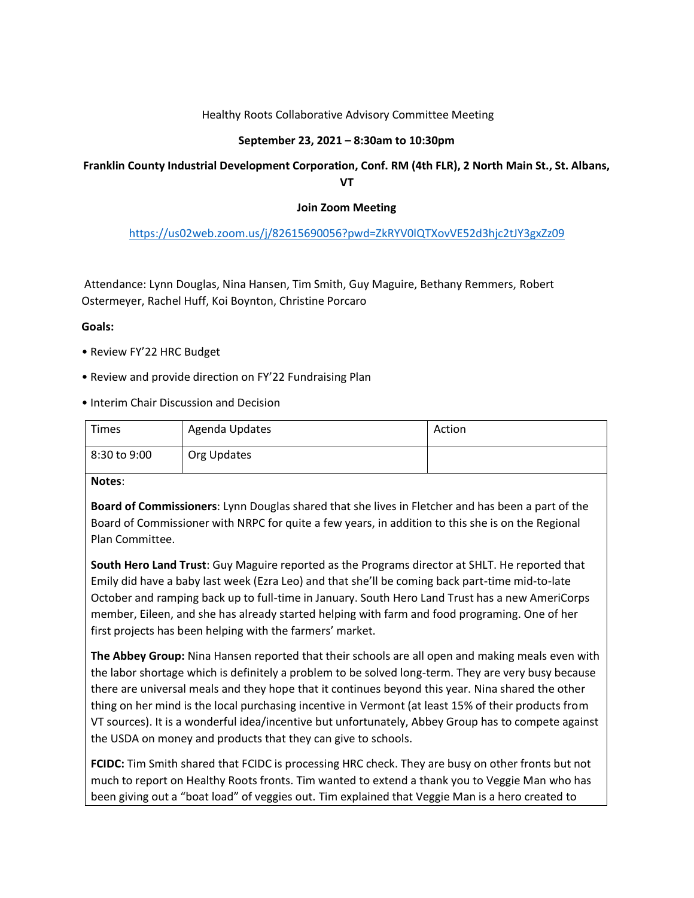Healthy Roots Collaborative Advisory Committee Meeting

**September 23, 2021 – 8:30am to 10:30pm**

**Franklin County Industrial Development Corporation, Conf. RM (4th FLR), 2 North Main St., St. Albans, VT**

**Join Zoom Meeting**

https://us02web.zoom.us/j/82615690056?pwd=ZkRYV0lQTXovVE52d3hjc2tJY3gxZz09

Attendance: Lynn Douglas, Nina Hansen, Tim Smith, Guy Maguire, Bethany Remmers, Robert Ostermeyer, Rachel Huff, Koi Boynton, Christine Porcaro

**Goals:**

- Review FY'22 HRC Budget
- Review and provide direction on FY'22 Fundraising Plan
- Interim Chair Discussion and Decision

| Times | Agenda Updates | Action |
| --- | --- | --- |
| 8:30 to 9:00 | Org Updates | |

**Notes**:

**Board of Commissioners**: Lynn Douglas shared that she lives in Fletcher and has been a part of the Board of Commissioner with NRPC for quite a few years, in addition to this she is on the Regional Plan Committee.

**South Hero Land Trust**: Guy Maguire reported as the Programs director at SHLT. He reported that Emily did have a baby last week (Ezra Leo) and that she'll be coming back part-time mid-to-late October and ramping back up to full-time in January. South Hero Land Trust has a new AmeriCorps member, Eileen, and she has already started helping with farm and food programing. One of her first projects has been helping with the farmers' market.

**The Abbey Group:** Nina Hansen reported that their schools are all open and making meals even with the labor shortage which is definitely a problem to be solved long-term. They are very busy because there are universal meals and they hope that it continues beyond this year. Nina shared the other thing on her mind is the local purchasing incentive in Vermont (at least 15% of their products from VT sources). It is a wonderful idea/incentive but unfortunately, Abbey Group has to compete against the USDA on money and products that they can give to schools.

**FCIDC:** Tim Smith shared that FCIDC is processing HRC check. They are busy on other fronts but not much to report on Healthy Roots fronts. Tim wanted to extend a thank you to Veggie Man who has been giving out a "boat load" of veggies out. Tim explained that Veggie Man is a hero created to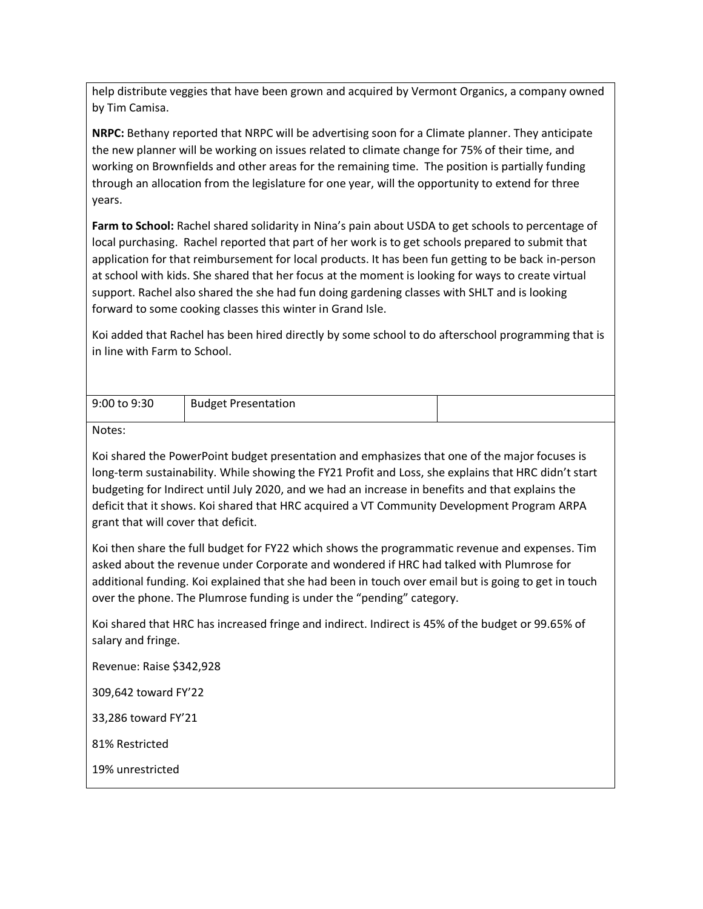help distribute veggies that have been grown and acquired by Vermont Organics, a company owned by Tim Camisa.

**NRPC:** Bethany reported that NRPC will be advertising soon for a Climate planner. They anticipate the new planner will be working on issues related to climate change for 75% of their time, and working on Brownfields and other areas for the remaining time. The position is partially funding through an allocation from the legislature for one year, will the opportunity to extend for three years.

**Farm to School:** Rachel shared solidarity in Nina's pain about USDA to get schools to percentage of local purchasing. Rachel reported that part of her work is to get schools prepared to submit that application for that reimbursement for local products. It has been fun getting to be back in-person at school with kids. She shared that her focus at the moment is looking for ways to create virtual support. Rachel also shared the she had fun doing gardening classes with SHLT and is looking forward to some cooking classes this winter in Grand Isle.

Koi added that Rachel has been hired directly by some school to do afterschool programming that is in line with Farm to School.

| 9:00 to 9:30 | Budget Presentation | |
|---|---|---|

Notes:

Koi shared the PowerPoint budget presentation and emphasizes that one of the major focuses is long-term sustainability. While showing the FY21 Profit and Loss, she explains that HRC didn't start budgeting for Indirect until July 2020, and we had an increase in benefits and that explains the deficit that it shows. Koi shared that HRC acquired a VT Community Development Program ARPA grant that will cover that deficit.

Koi then share the full budget for FY22 which shows the programmatic revenue and expenses. Tim asked about the revenue under Corporate and wondered if HRC had talked with Plumrose for additional funding. Koi explained that she had been in touch over email but is going to get in touch over the phone. The Plumrose funding is under the "pending" category.

Koi shared that HRC has increased fringe and indirect. Indirect is 45% of the budget or 99.65% of salary and fringe.

Revenue: Raise $342,928

309,642 toward FY'22

33,286 toward FY'21

81% Restricted

19% unrestricted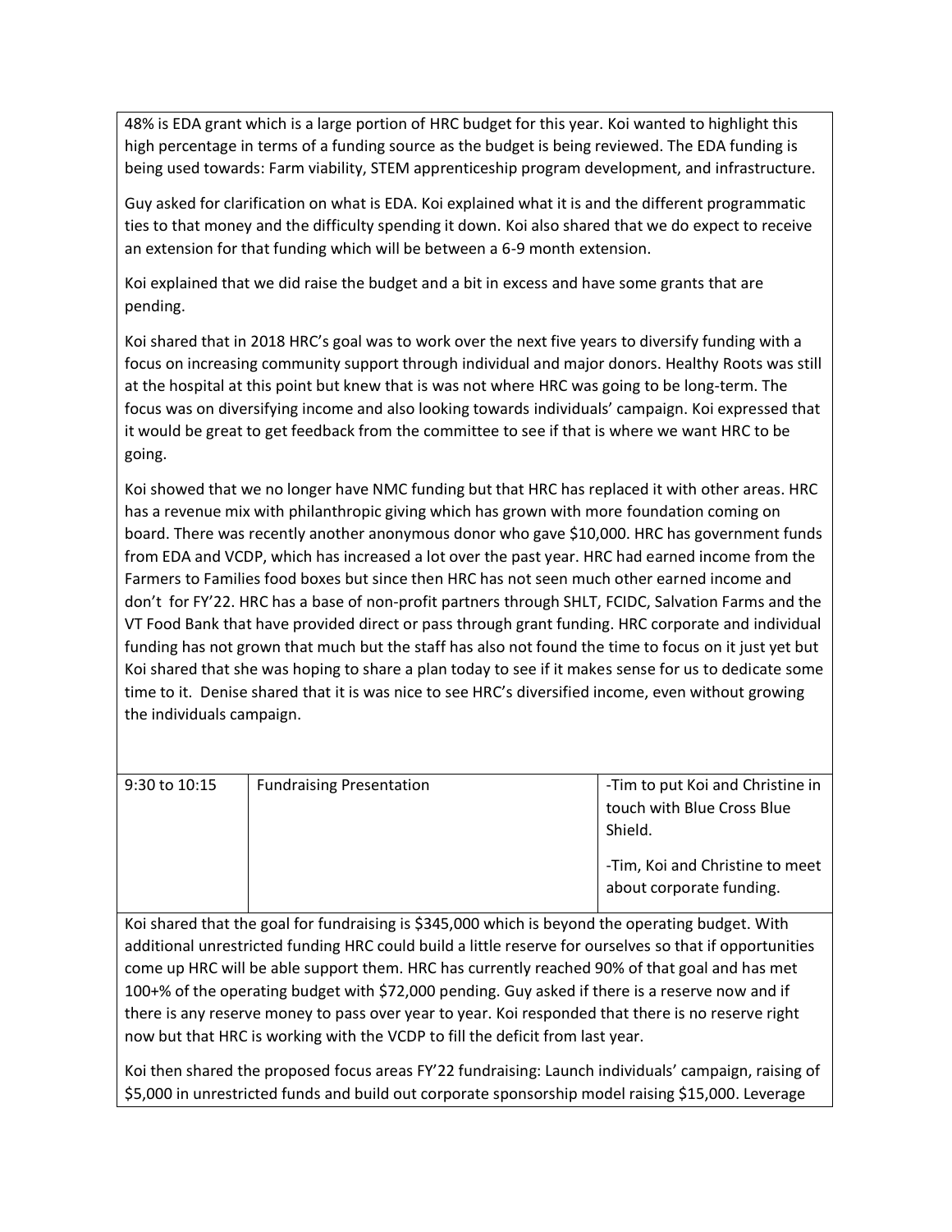48% is EDA grant which is a large portion of HRC budget for this year. Koi wanted to highlight this high percentage in terms of a funding source as the budget is being reviewed. The EDA funding is being used towards: Farm viability, STEM apprenticeship program development, and infrastructure.

Guy asked for clarification on what is EDA. Koi explained what it is and the different programmatic ties to that money and the difficulty spending it down. Koi also shared that we do expect to receive an extension for that funding which will be between a 6-9 month extension.

Koi explained that we did raise the budget and a bit in excess and have some grants that are pending.

Koi shared that in 2018 HRC's goal was to work over the next five years to diversify funding with a focus on increasing community support through individual and major donors. Healthy Roots was still at the hospital at this point but knew that is was not where HRC was going to be long-term. The focus was on diversifying income and also looking towards individuals' campaign. Koi expressed that it would be great to get feedback from the committee to see if that is where we want HRC to be going.

Koi showed that we no longer have NMC funding but that HRC has replaced it with other areas. HRC has a revenue mix with philanthropic giving which has grown with more foundation coming on board. There was recently another anonymous donor who gave $10,000. HRC has government funds from EDA and VCDP, which has increased a lot over the past year. HRC had earned income from the Farmers to Families food boxes but since then HRC has not seen much other earned income and don't for FY'22. HRC has a base of non-profit partners through SHLT, FCIDC, Salvation Farms and the VT Food Bank that have provided direct or pass through grant funding. HRC corporate and individual funding has not grown that much but the staff has also not found the time to focus on it just yet but Koi shared that she was hoping to share a plan today to see if it makes sense for us to dedicate some time to it. Denise shared that it is was nice to see HRC's diversified income, even without growing the individuals campaign.

| 9:30 to 10:15 | Fundraising Presentation | -Tim to put Koi and Christine in touch with Blue Cross Blue Shield.<br><br>-Tim, Koi and Christine to meet about corporate funding. |
|---|---|---|

Koi shared that the goal for fundraising is $345,000 which is beyond the operating budget. With additional unrestricted funding HRC could build a little reserve for ourselves so that if opportunities come up HRC will be able support them. HRC has currently reached 90% of that goal and has met 100+% of the operating budget with $72,000 pending. Guy asked if there is a reserve now and if there is any reserve money to pass over year to year. Koi responded that there is no reserve right now but that HRC is working with the VCDP to fill the deficit from last year.

Koi then shared the proposed focus areas FY'22 fundraising: Launch individuals' campaign, raising of $5,000 in unrestricted funds and build out corporate sponsorship model raising $15,000. Leverage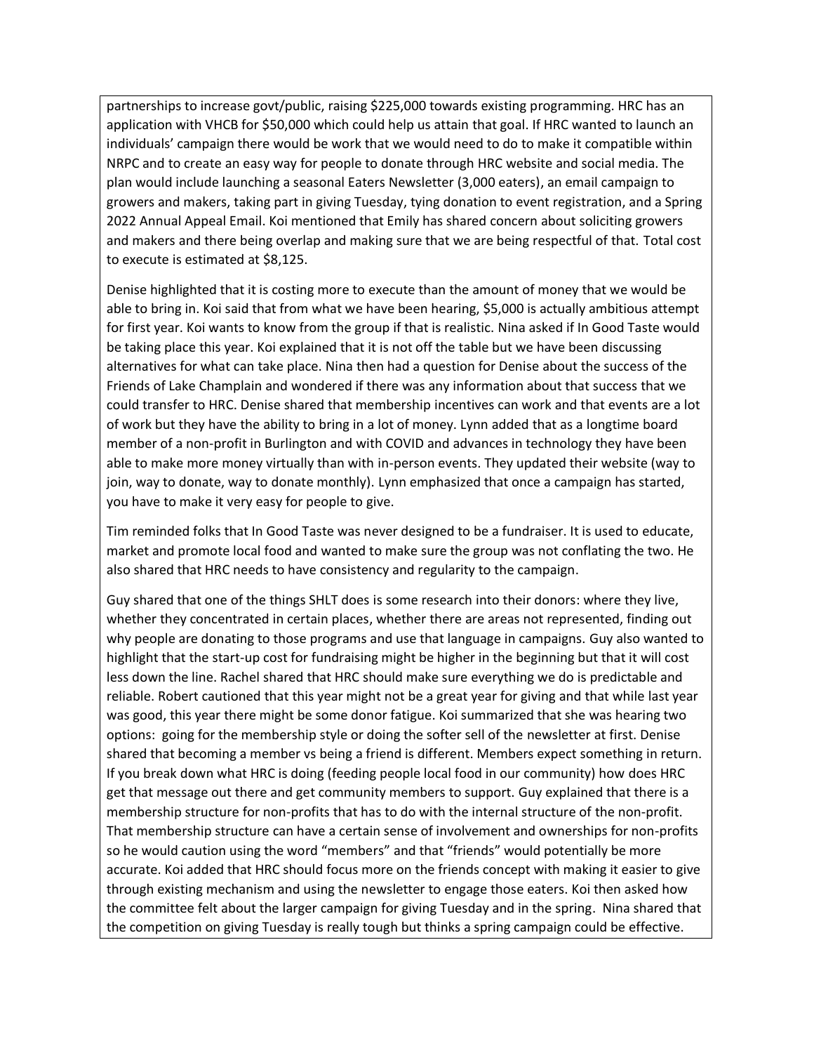partnerships to increase govt/public, raising $225,000 towards existing programming. HRC has an application with VHCB for $50,000 which could help us attain that goal. If HRC wanted to launch an individuals' campaign there would be work that we would need to do to make it compatible within NRPC and to create an easy way for people to donate through HRC website and social media. The plan would include launching a seasonal Eaters Newsletter (3,000 eaters), an email campaign to growers and makers, taking part in giving Tuesday, tying donation to event registration, and a Spring 2022 Annual Appeal Email. Koi mentioned that Emily has shared concern about soliciting growers and makers and there being overlap and making sure that we are being respectful of that. Total cost to execute is estimated at $8,125.

Denise highlighted that it is costing more to execute than the amount of money that we would be able to bring in. Koi said that from what we have been hearing, $5,000 is actually ambitious attempt for first year. Koi wants to know from the group if that is realistic. Nina asked if In Good Taste would be taking place this year. Koi explained that it is not off the table but we have been discussing alternatives for what can take place. Nina then had a question for Denise about the success of the Friends of Lake Champlain and wondered if there was any information about that success that we could transfer to HRC. Denise shared that membership incentives can work and that events are a lot of work but they have the ability to bring in a lot of money. Lynn added that as a longtime board member of a non-profit in Burlington and with COVID and advances in technology they have been able to make more money virtually than with in-person events. They updated their website (way to join, way to donate, way to donate monthly). Lynn emphasized that once a campaign has started, you have to make it very easy for people to give.

Tim reminded folks that In Good Taste was never designed to be a fundraiser. It is used to educate, market and promote local food and wanted to make sure the group was not conflating the two. He also shared that HRC needs to have consistency and regularity to the campaign.

Guy shared that one of the things SHLT does is some research into their donors: where they live, whether they concentrated in certain places, whether there are areas not represented, finding out why people are donating to those programs and use that language in campaigns. Guy also wanted to highlight that the start-up cost for fundraising might be higher in the beginning but that it will cost less down the line. Rachel shared that HRC should make sure everything we do is predictable and reliable. Robert cautioned that this year might not be a great year for giving and that while last year was good, this year there might be some donor fatigue. Koi summarized that she was hearing two options: going for the membership style or doing the softer sell of the newsletter at first. Denise shared that becoming a member vs being a friend is different. Members expect something in return. If you break down what HRC is doing (feeding people local food in our community) how does HRC get that message out there and get community members to support. Guy explained that there is a membership structure for non-profits that has to do with the internal structure of the non-profit. That membership structure can have a certain sense of involvement and ownerships for non-profits so he would caution using the word "members" and that "friends" would potentially be more accurate. Koi added that HRC should focus more on the friends concept with making it easier to give through existing mechanism and using the newsletter to engage those eaters. Koi then asked how the committee felt about the larger campaign for giving Tuesday and in the spring. Nina shared that the competition on giving Tuesday is really tough but thinks a spring campaign could be effective.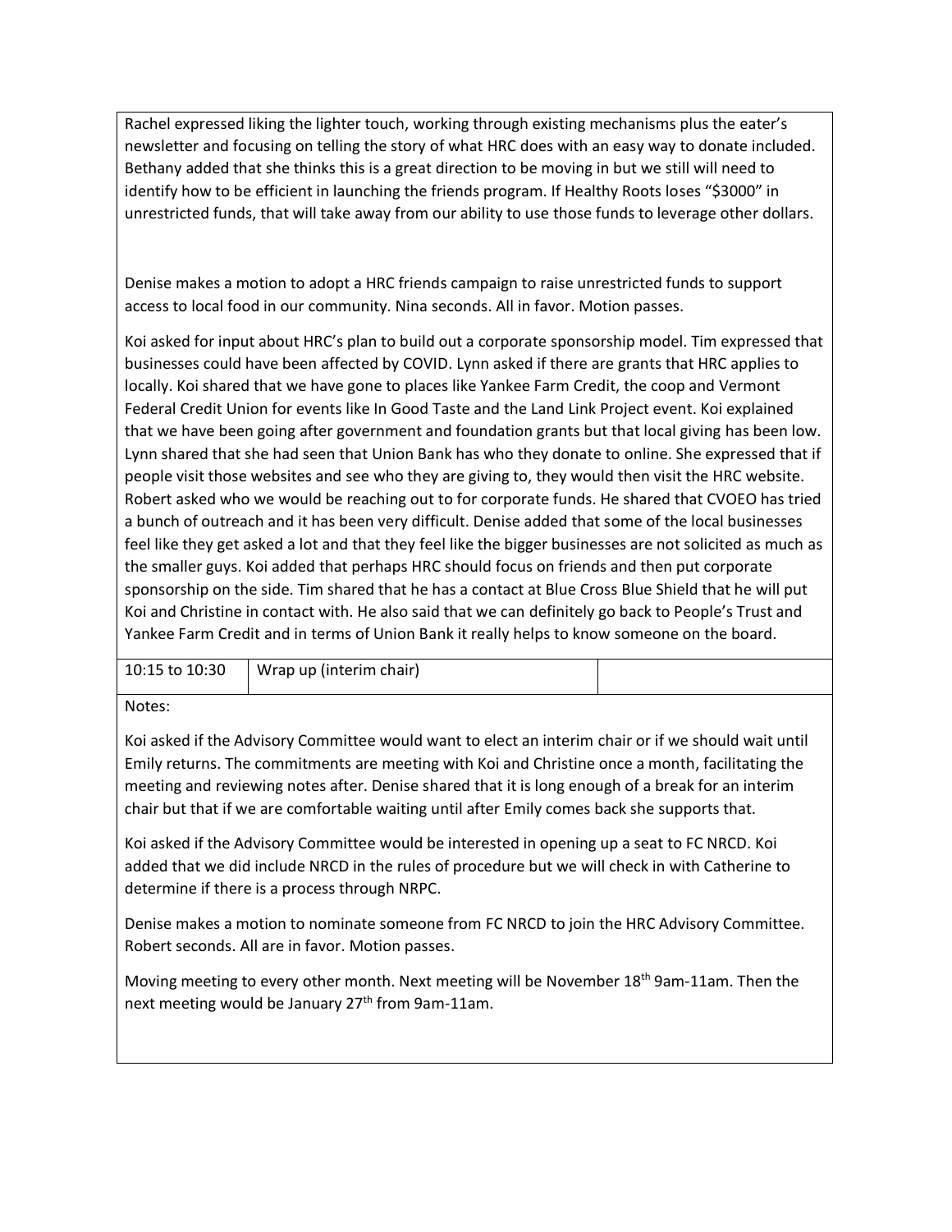Rachel expressed liking the lighter touch, working through existing mechanisms plus the eater's newsletter and focusing on telling the story of what HRC does with an easy way to donate included. Bethany added that she thinks this is a great direction to be moving in but we still will need to identify how to be efficient in launching the friends program. If Healthy Roots loses "$3000" in unrestricted funds, that will take away from our ability to use those funds to leverage other dollars.

Denise makes a motion to adopt a HRC friends campaign to raise unrestricted funds to support access to local food in our community. Nina seconds. All in favor. Motion passes.

Koi asked for input about HRC's plan to build out a corporate sponsorship model. Tim expressed that businesses could have been affected by COVID. Lynn asked if there are grants that HRC applies to locally. Koi shared that we have gone to places like Yankee Farm Credit, the coop and Vermont Federal Credit Union for events like In Good Taste and the Land Link Project event. Koi explained that we have been going after government and foundation grants but that local giving has been low. Lynn shared that she had seen that Union Bank has who they donate to online. She expressed that if people visit those websites and see who they are giving to, they would then visit the HRC website. Robert asked who we would be reaching out to for corporate funds. He shared that CVOEO has tried a bunch of outreach and it has been very difficult. Denise added that some of the local businesses feel like they get asked a lot and that they feel like the bigger businesses are not solicited as much as the smaller guys. Koi added that perhaps HRC should focus on friends and then put corporate sponsorship on the side. Tim shared that he has a contact at Blue Cross Blue Shield that he will put Koi and Christine in contact with. He also said that we can definitely go back to People's Trust and Yankee Farm Credit and in terms of Union Bank it really helps to know someone on the board.

| 10:15 to 10:30 | Wrap up (interim chair) | |
|---|---|---|

Notes:

Koi asked if the Advisory Committee would want to elect an interim chair or if we should wait until Emily returns. The commitments are meeting with Koi and Christine once a month, facilitating the meeting and reviewing notes after. Denise shared that it is long enough of a break for an interim chair but that if we are comfortable waiting until after Emily comes back she supports that.

Koi asked if the Advisory Committee would be interested in opening up a seat to FC NRCD. Koi added that we did include NRCD in the rules of procedure but we will check in with Catherine to determine if there is a process through NRPC.

Denise makes a motion to nominate someone from FC NRCD to join the HRC Advisory Committee. Robert seconds. All are in favor. Motion passes.

Moving meeting to every other month. Next meeting will be November 18th 9am-11am. Then the next meeting would be January 27th from 9am-11am.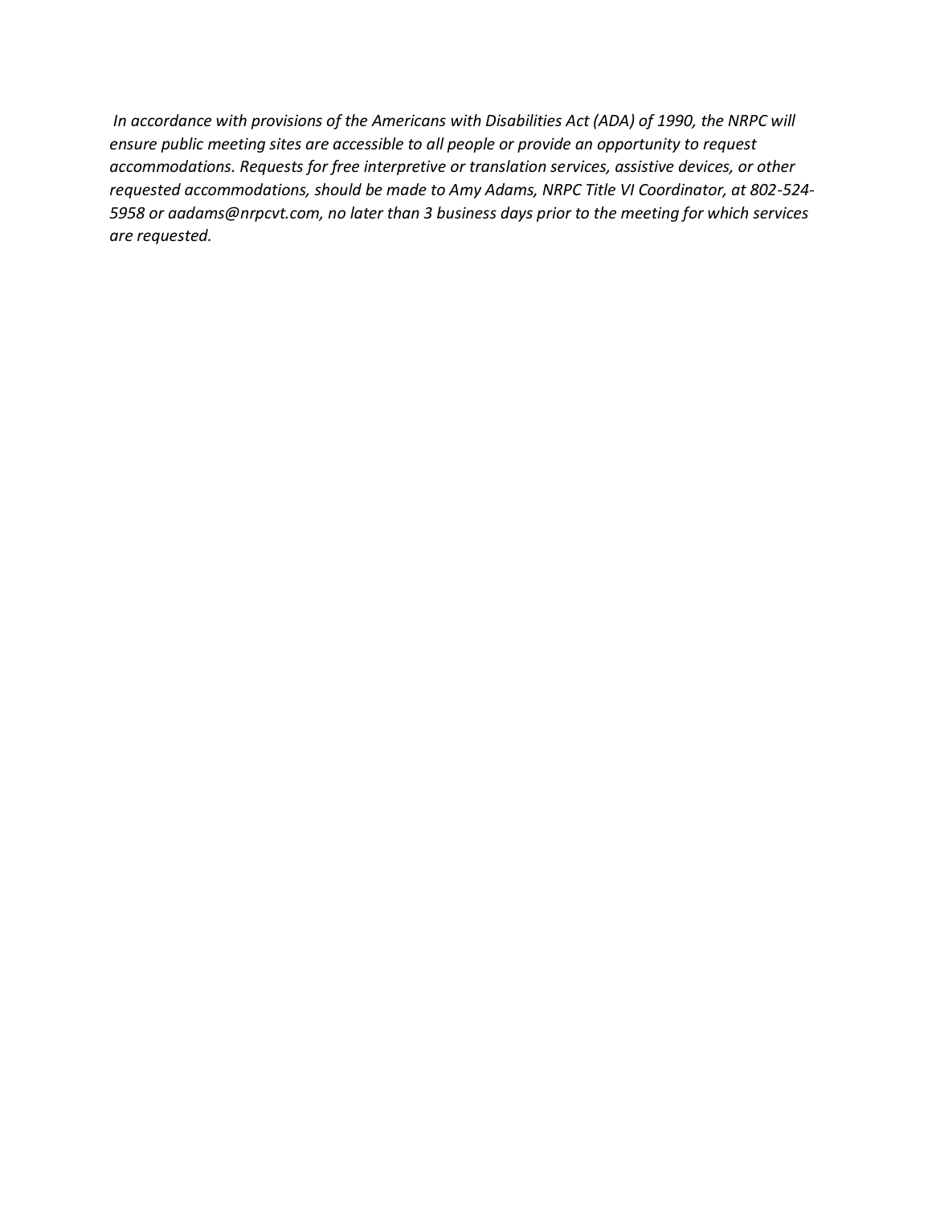*In accordance with provisions of the Americans with Disabilities Act (ADA) of 1990, the NRPC will ensure public meeting sites are accessible to all people or provide an opportunity to request accommodations. Requests for free interpretive or translation services, assistive devices, or other requested accommodations, should be made to Amy Adams, NRPC Title VI Coordinator, at 802-524-5958 or aadams@nrpcvt.com, no later than 3 business days prior to the meeting for which services are requested.*